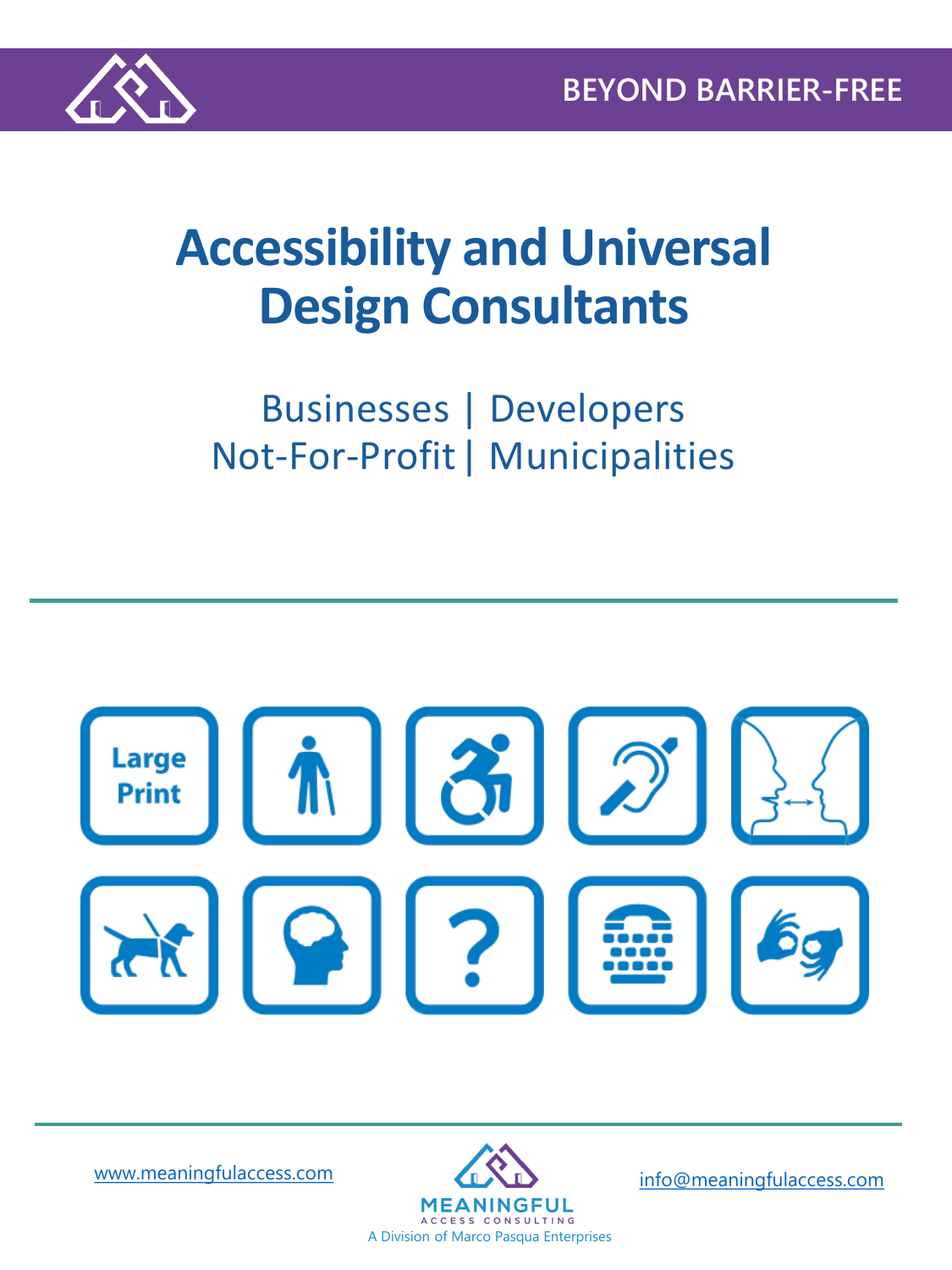BEYOND BARRIER-FREE

# Accessibility and Universal Design Consultants

Businesses | Developers
Not-For-Profit | Municipalities

---

Large Print

---

www.meaningfulaccess.com

MEANINGFUL
ACCESS CONSULTING
A Division of Marco Pasqua Enterprises

info@meaningfulaccess.com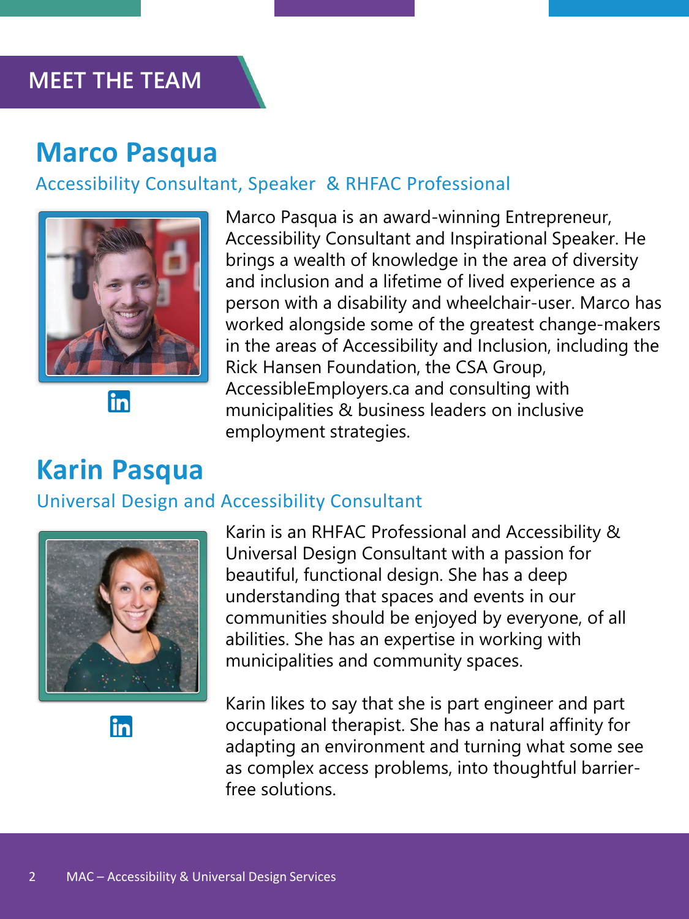# MEET THE TEAM

## Marco Pasqua

Accessibility Consultant, Speaker & RHFAC Professional

Marco Pasqua is an award-winning Entrepreneur, Accessibility Consultant and Inspirational Speaker. He brings a wealth of knowledge in the area of diversity and inclusion and a lifetime of lived experience as a person with a disability and wheelchair-user. Marco has worked alongside some of the greatest change-makers in the areas of Accessibility and Inclusion, including the Rick Hansen Foundation, the CSA Group, AccessibleEmployers.ca and consulting with municipalities & business leaders on inclusive employment strategies.

## Karin Pasqua

Universal Design and Accessibility Consultant

Karin is an RHFAC Professional and Accessibility & Universal Design Consultant with a passion for beautiful, functional design. She has a deep understanding that spaces and events in our communities should be enjoyed by everyone, of all abilities. She has an expertise in working with municipalities and community spaces.

Karin likes to say that she is part engineer and part occupational therapist. She has a natural affinity for adapting an environment and turning what some see as complex access problems, into thoughtful barrier-free solutions.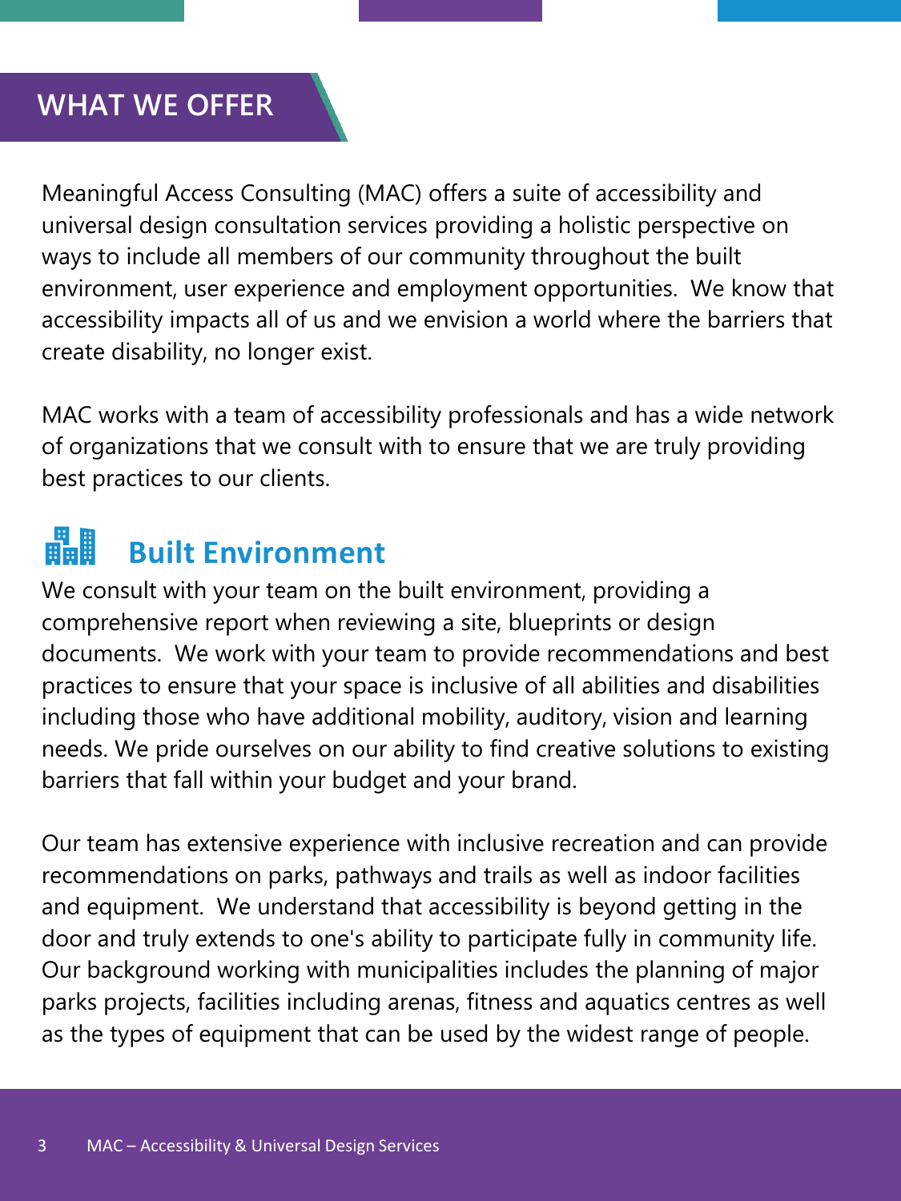# WHAT WE OFFER

Meaningful Access Consulting (MAC) offers a suite of accessibility and universal design consultation services providing a holistic perspective on ways to include all members of our community throughout the built environment, user experience and employment opportunities. We know that accessibility impacts all of us and we envision a world where the barriers that create disability, no longer exist.

MAC works with a team of accessibility professionals and has a wide network of organizations that we consult with to ensure that we are truly providing best practices to our clients.

## Built Environment

We consult with your team on the built environment, providing a comprehensive report when reviewing a site, blueprints or design documents. We work with your team to provide recommendations and best practices to ensure that your space is inclusive of all abilities and disabilities including those who have additional mobility, auditory, vision and learning needs. We pride ourselves on our ability to find creative solutions to existing barriers that fall within your budget and your brand.

Our team has extensive experience with inclusive recreation and can provide recommendations on parks, pathways and trails as well as indoor facilities and equipment. We understand that accessibility is beyond getting in the door and truly extends to one's ability to participate fully in community life. Our background working with municipalities includes the planning of major parks projects, facilities including arenas, fitness and aquatics centres as well as the types of equipment that can be used by the widest range of people.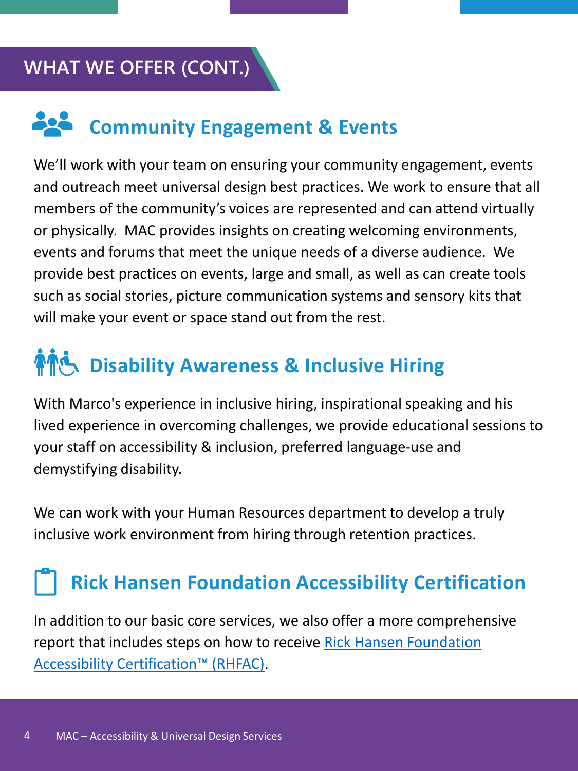# WHAT WE OFFER (CONT.)

## Community Engagement & Events

We'll work with your team on ensuring your community engagement, events and outreach meet universal design best practices. We work to ensure that all members of the community's voices are represented and can attend virtually or physically. MAC provides insights on creating welcoming environments, events and forums that meet the unique needs of a diverse audience. We provide best practices on events, large and small, as well as can create tools such as social stories, picture communication systems and sensory kits that will make your event or space stand out from the rest.

## Disability Awareness & Inclusive Hiring

With Marco's experience in inclusive hiring, inspirational speaking and his lived experience in overcoming challenges, we provide educational sessions to your staff on accessibility & inclusion, preferred language-use and demystifying disability.

We can work with your Human Resources department to develop a truly inclusive work environment from hiring through retention practices.

## Rick Hansen Foundation Accessibility Certification

In addition to our basic core services, we also offer a more comprehensive report that includes steps on how to receive Rick Hansen Foundation Accessibility Certification™ (RHFAC).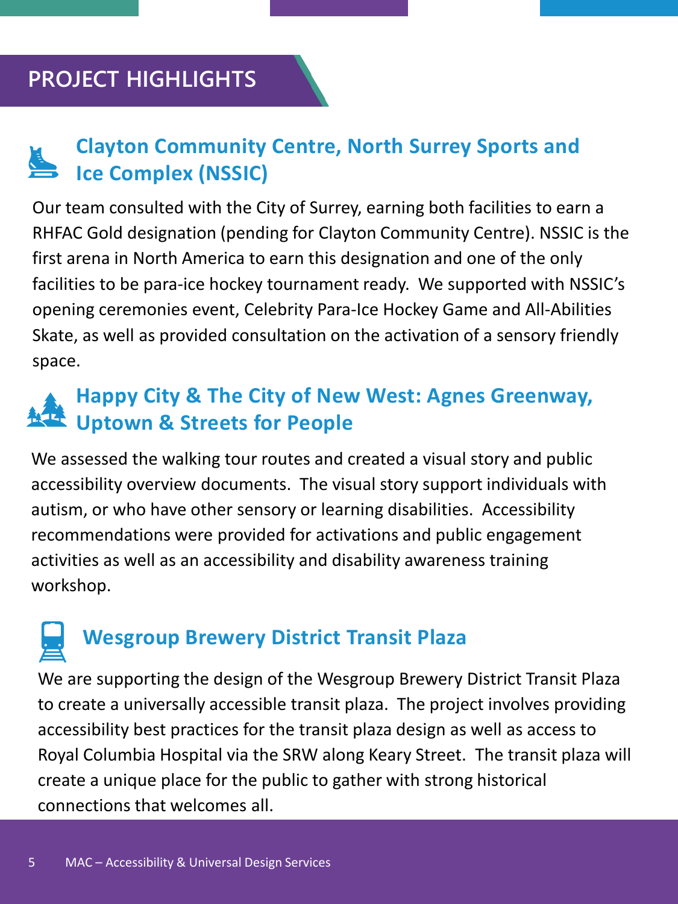# PROJECT HIGHLIGHTS

## Clayton Community Centre, North Surrey Sports and Ice Complex (NSSIC)

Our team consulted with the City of Surrey, earning both facilities to earn a RHFAC Gold designation (pending for Clayton Community Centre). NSSIC is the first arena in North America to earn this designation and one of the only facilities to be para-ice hockey tournament ready. We supported with NSSIC's opening ceremonies event, Celebrity Para-Ice Hockey Game and All-Abilities Skate, as well as provided consultation on the activation of a sensory friendly space.

## Happy City & The City of New West: Agnes Greenway, Uptown & Streets for People

We assessed the walking tour routes and created a visual story and public accessibility overview documents. The visual story support individuals with autism, or who have other sensory or learning disabilities. Accessibility recommendations were provided for activations and public engagement activities as well as an accessibility and disability awareness training workshop.

## Wesgroup Brewery District Transit Plaza

We are supporting the design of the Wesgroup Brewery District Transit Plaza to create a universally accessible transit plaza. The project involves providing accessibility best practices for the transit plaza design as well as access to Royal Columbia Hospital via the SRW along Keary Street. The transit plaza will create a unique place for the public to gather with strong historical connections that welcomes all.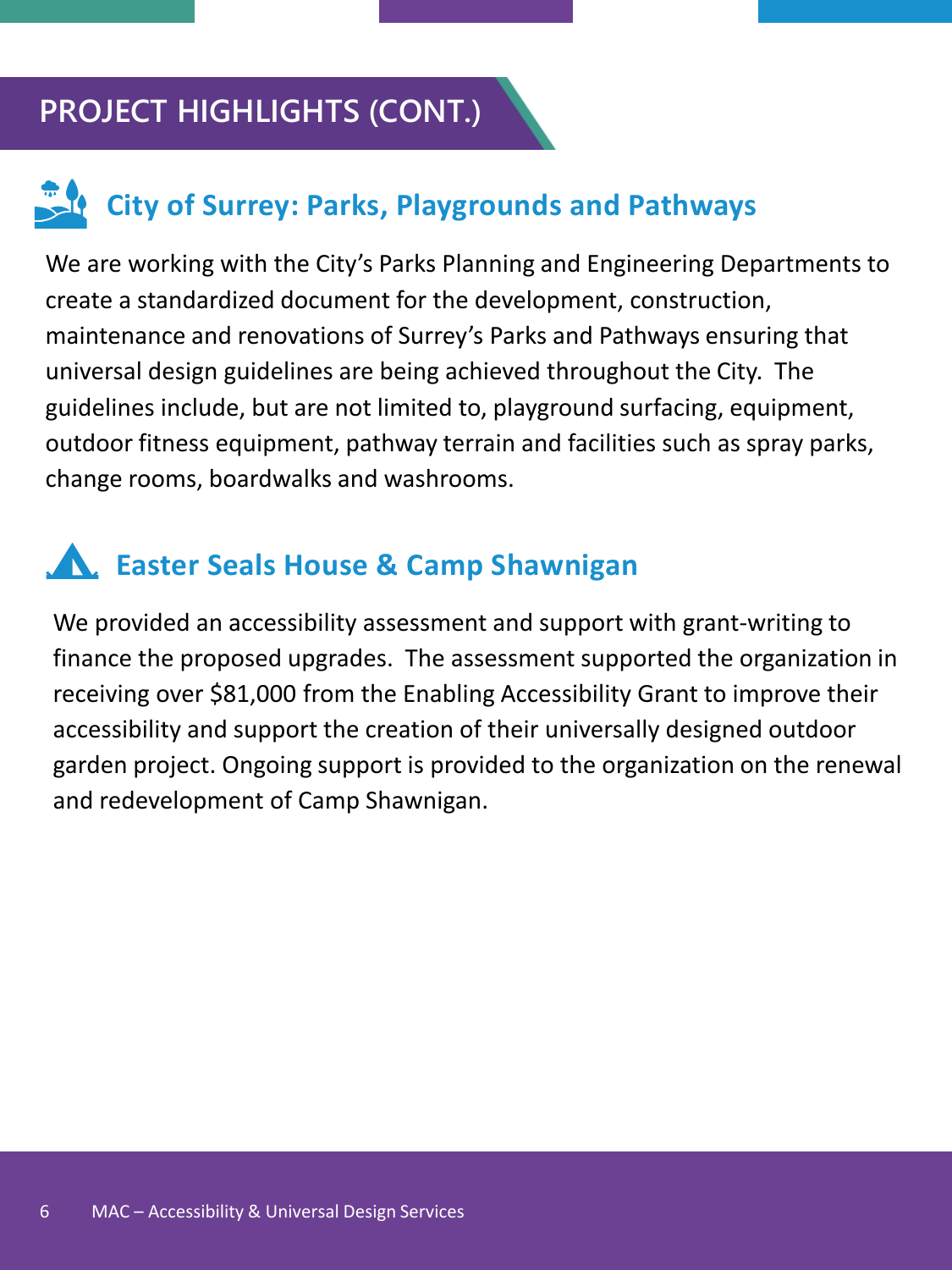# PROJECT HIGHLIGHTS (CONT.)

## City of Surrey: Parks, Playgrounds and Pathways

We are working with the City's Parks Planning and Engineering Departments to create a standardized document for the development, construction, maintenance and renovations of Surrey's Parks and Pathways ensuring that universal design guidelines are being achieved throughout the City. The guidelines include, but are not limited to, playground surfacing, equipment, outdoor fitness equipment, pathway terrain and facilities such as spray parks, change rooms, boardwalks and washrooms.

## Easter Seals House & Camp Shawnigan

We provided an accessibility assessment and support with grant-writing to finance the proposed upgrades. The assessment supported the organization in receiving over $81,000 from the Enabling Accessibility Grant to improve their accessibility and support the creation of their universally designed outdoor garden project. Ongoing support is provided to the organization on the renewal and redevelopment of Camp Shawnigan.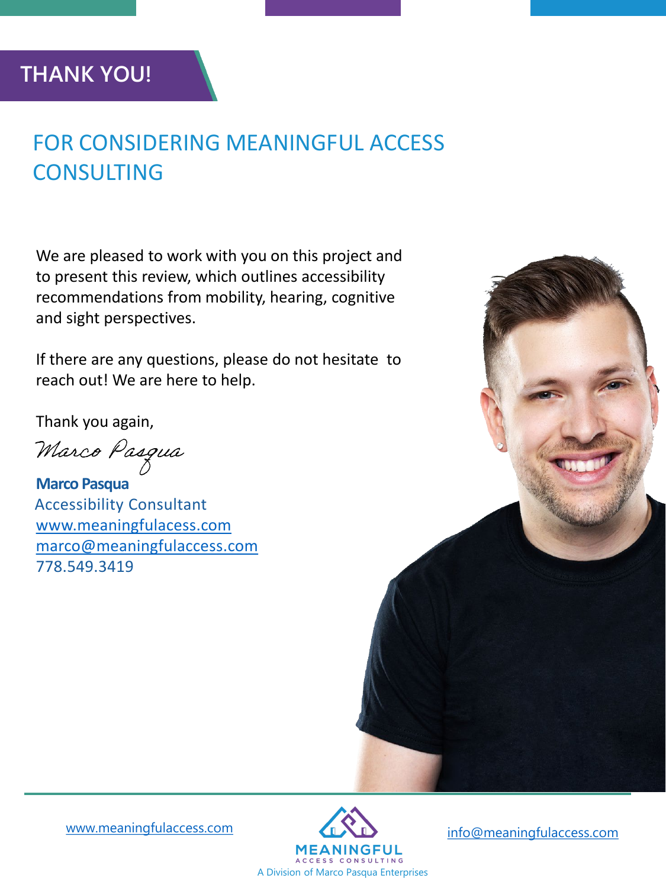# THANK YOU!

## FOR CONSIDERING MEANINGFUL ACCESS CONSULTING

We are pleased to work with you on this project and to present this review, which outlines accessibility recommendations from mobility, hearing, cognitive and sight perspectives.

If there are any questions, please do not hesitate to reach out! We are here to help.

Thank you again,

*Marco Pasqua*

**Marco Pasqua**
Accessibility Consultant
www.meaningfulacess.com
marco@meaningfulaccess.com
778.549.3419

www.meaningfulaccess.com

MEANINGFUL
ACCESS CONSULTING
A Division of Marco Pasqua Enterprises

info@meaningfulaccess.com